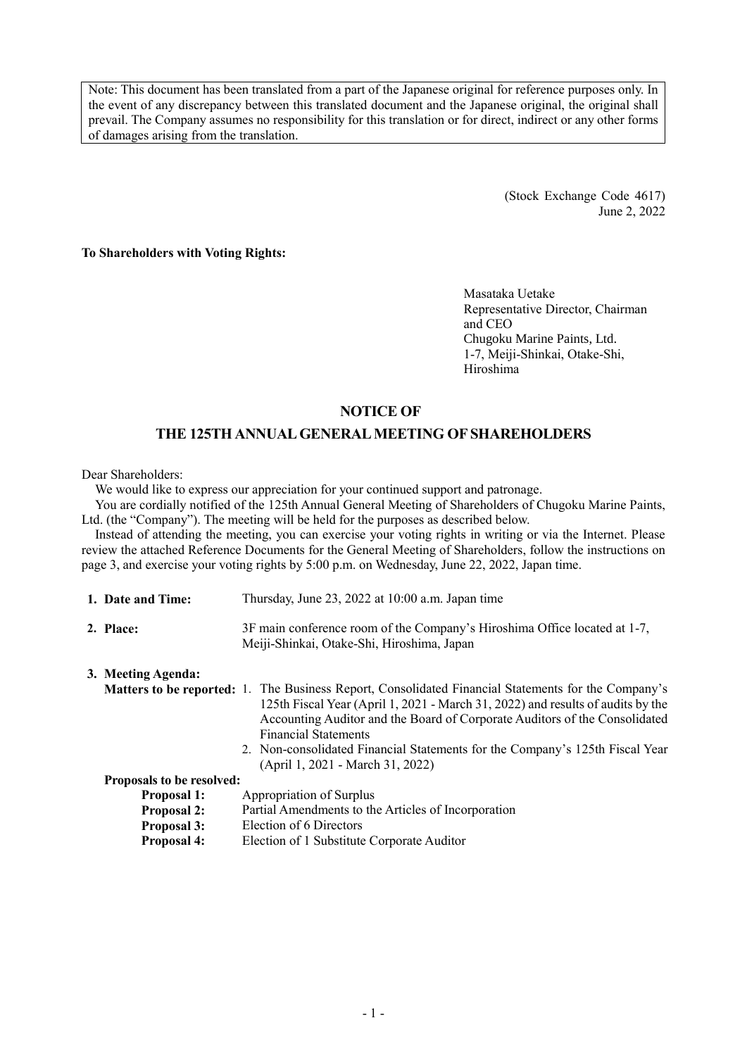Note: This document has been translated from a part of the Japanese original for reference purposes only. In the event of any discrepancy between this translated document and the Japanese original, the original shall prevail. The Company assumes no responsibility for this translation or for direct, indirect or any other forms of damages arising from the translation.

(Stock Exchange Code 4617)
June 2, 2022

**To Shareholders with Voting Rights:**

Masataka Uetake
Representative Director, Chairman and CEO
Chugoku Marine Paints, Ltd.
1-7, Meiji-Shinkai, Otake-Shi, Hiroshima

# NOTICE OF THE 125TH ANNUAL GENERAL MEETING OF SHAREHOLDERS

Dear Shareholders:

We would like to express our appreciation for your continued support and patronage.

You are cordially notified of the 125th Annual General Meeting of Shareholders of Chugoku Marine Paints, Ltd. (the "Company"). The meeting will be held for the purposes as described below.

Instead of attending the meeting, you can exercise your voting rights in writing or via the Internet. Please review the attached Reference Documents for the General Meeting of Shareholders, follow the instructions on page 3, and exercise your voting rights by 5:00 p.m. on Wednesday, June 22, 2022, Japan time.

**1. Date and Time:** Thursday, June 23, 2022 at 10:00 a.m. Japan time

**2. Place:** 3F main conference room of the Company's Hiroshima Office located at 1-7, Meiji-Shinkai, Otake-Shi, Hiroshima, Japan

**3. Meeting Agenda:**

**Matters to be reported:**

1. The Business Report, Consolidated Financial Statements for the Company's 125th Fiscal Year (April 1, 2021 - March 31, 2022) and results of audits by the Accounting Auditor and the Board of Corporate Auditors of the Consolidated Financial Statements
2. Non-consolidated Financial Statements for the Company's 125th Fiscal Year (April 1, 2021 - March 31, 2022)

**Proposals to be resolved:**

**Proposal 1:** Appropriation of Surplus
**Proposal 2:** Partial Amendments to the Articles of Incorporation
**Proposal 3:** Election of 6 Directors
**Proposal 4:** Election of 1 Substitute Corporate Auditor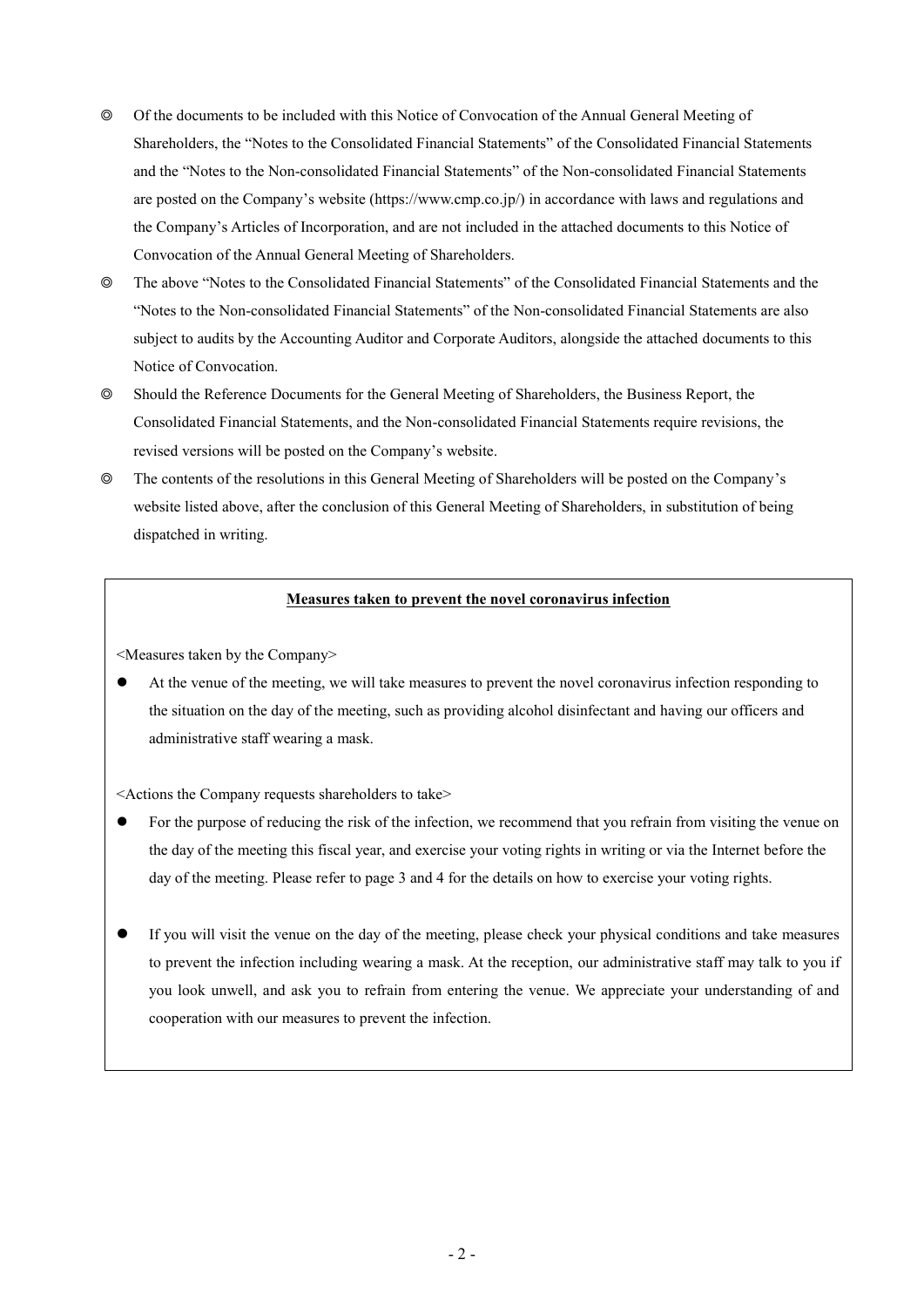◎ Of the documents to be included with this Notice of Convocation of the Annual General Meeting of Shareholders, the "Notes to the Consolidated Financial Statements" of the Consolidated Financial Statements and the "Notes to the Non-consolidated Financial Statements" of the Non-consolidated Financial Statements are posted on the Company's website (https://www.cmp.co.jp/) in accordance with laws and regulations and the Company's Articles of Incorporation, and are not included in the attached documents to this Notice of Convocation of the Annual General Meeting of Shareholders.

◎ The above "Notes to the Consolidated Financial Statements" of the Consolidated Financial Statements and the "Notes to the Non-consolidated Financial Statements" of the Non-consolidated Financial Statements are also subject to audits by the Accounting Auditor and Corporate Auditors, alongside the attached documents to this Notice of Convocation.

◎ Should the Reference Documents for the General Meeting of Shareholders, the Business Report, the Consolidated Financial Statements, and the Non-consolidated Financial Statements require revisions, the revised versions will be posted on the Company's website.

◎ The contents of the resolutions in this General Meeting of Shareholders will be posted on the Company's website listed above, after the conclusion of this General Meeting of Shareholders, in substitution of being dispatched in writing.

**Measures taken to prevent the novel coronavirus infection**

<Measures taken by the Company>

- At the venue of the meeting, we will take measures to prevent the novel coronavirus infection responding to the situation on the day of the meeting, such as providing alcohol disinfectant and having our officers and administrative staff wearing a mask.

<Actions the Company requests shareholders to take>

- For the purpose of reducing the risk of the infection, we recommend that you refrain from visiting the venue on the day of the meeting this fiscal year, and exercise your voting rights in writing or via the Internet before the day of the meeting. Please refer to page 3 and 4 for the details on how to exercise your voting rights.

- If you will visit the venue on the day of the meeting, please check your physical conditions and take measures to prevent the infection including wearing a mask. At the reception, our administrative staff may talk to you if you look unwell, and ask you to refrain from entering the venue. We appreciate your understanding of and cooperation with our measures to prevent the infection.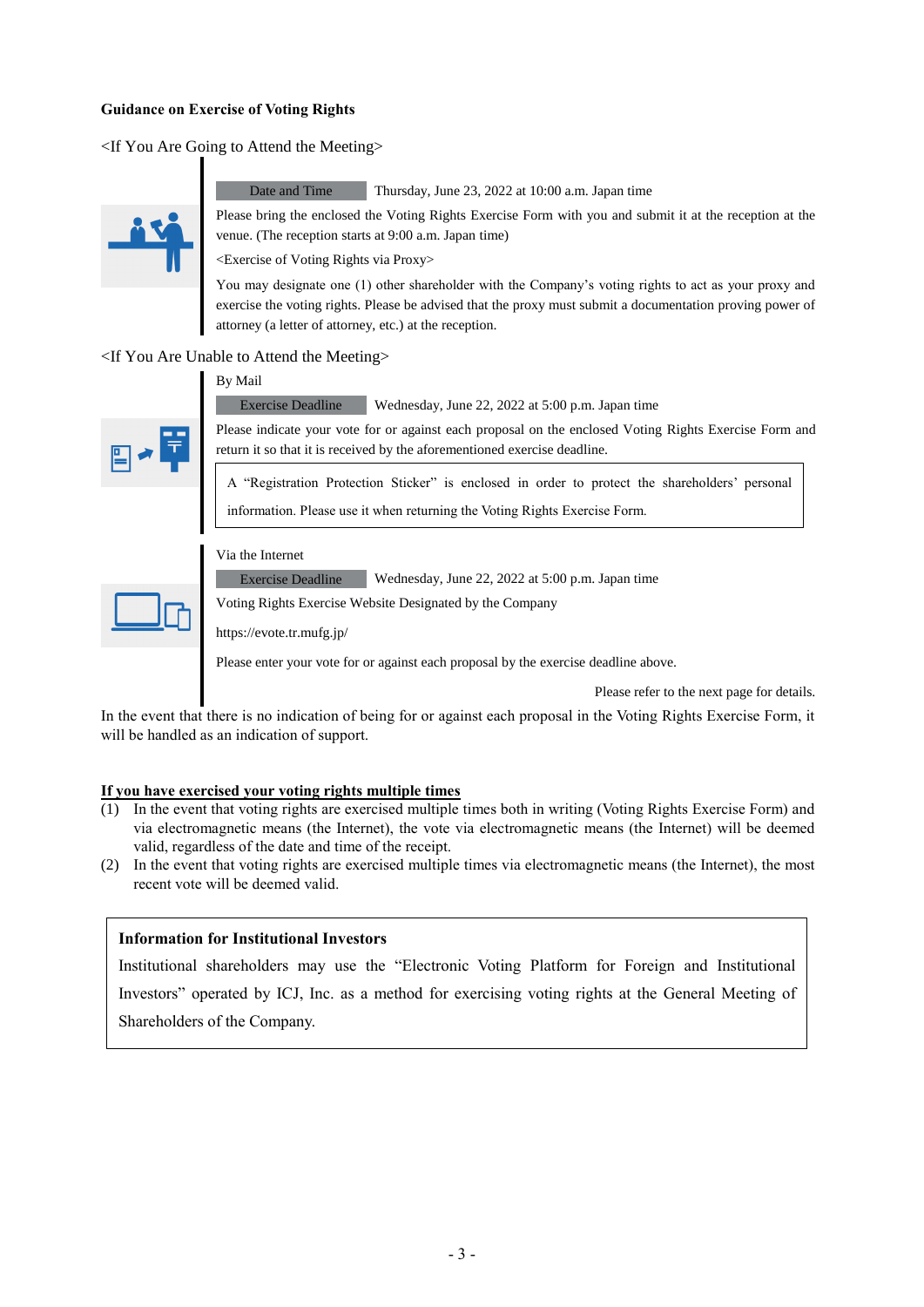**Guidance on Exercise of Voting Rights**

<If You Are Going to Attend the Meeting>

**Date and Time** Thursday, June 23, 2022 at 10:00 a.m. Japan time

Please bring the enclosed the Voting Rights Exercise Form with you and submit it at the reception at the venue. (The reception starts at 9:00 a.m. Japan time)

<Exercise of Voting Rights via Proxy>

You may designate one (1) other shareholder with the Company's voting rights to act as your proxy and exercise the voting rights. Please be advised that the proxy must submit a documentation proving power of attorney (a letter of attorney, etc.) at the reception.

<If You Are Unable to Attend the Meeting>

By Mail

**Exercise Deadline** Wednesday, June 22, 2022 at 5:00 p.m. Japan time

Please indicate your vote for or against each proposal on the enclosed Voting Rights Exercise Form and return it so that it is received by the aforementioned exercise deadline.

> A "Registration Protection Sticker" is enclosed in order to protect the shareholders' personal information. Please use it when returning the Voting Rights Exercise Form.

Via the Internet

**Exercise Deadline** Wednesday, June 22, 2022 at 5:00 p.m. Japan time

Voting Rights Exercise Website Designated by the Company

https://evote.tr.mufg.jp/

Please enter your vote for or against each proposal by the exercise deadline above.

Please refer to the next page for details.

In the event that there is no indication of being for or against each proposal in the Voting Rights Exercise Form, it will be handled as an indication of support.

**If you have exercised your voting rights multiple times**

(1) In the event that voting rights are exercised multiple times both in writing (Voting Rights Exercise Form) and via electromagnetic means (the Internet), the vote via electromagnetic means (the Internet) will be deemed valid, regardless of the date and time of the receipt.

(2) In the event that voting rights are exercised multiple times via electromagnetic means (the Internet), the most recent vote will be deemed valid.

> **Information for Institutional Investors**
>
> Institutional shareholders may use the "Electronic Voting Platform for Foreign and Institutional Investors" operated by ICJ, Inc. as a method for exercising voting rights at the General Meeting of Shareholders of the Company.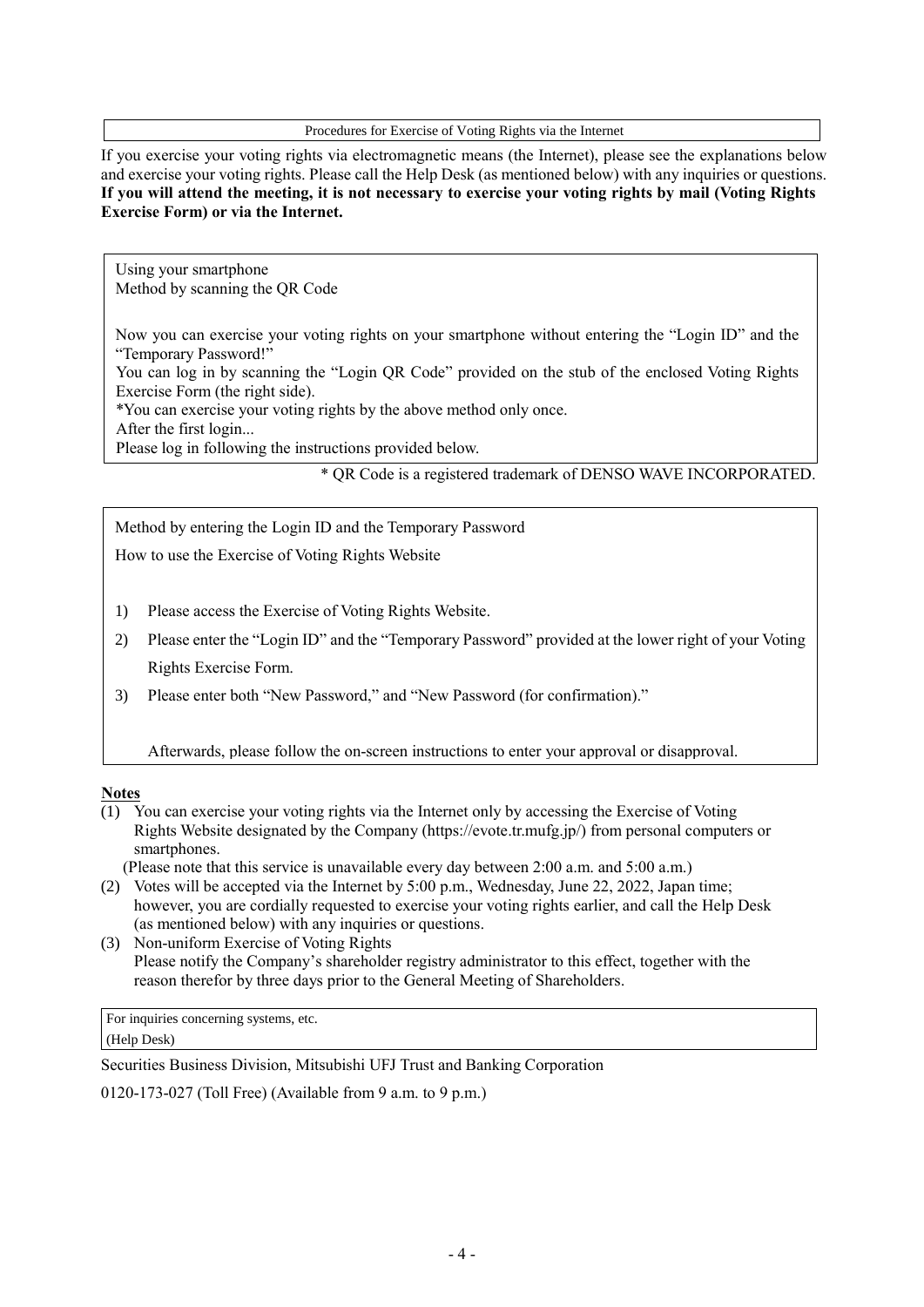## Procedures for Exercise of Voting Rights via the Internet

If you exercise your voting rights via electromagnetic means (the Internet), please see the explanations below and exercise your voting rights. Please call the Help Desk (as mentioned below) with any inquiries or questions. **If you will attend the meeting, it is not necessary to exercise your voting rights by mail (Voting Rights Exercise Form) or via the Internet.**

### Using your smartphone
### Method by scanning the QR Code

Now you can exercise your voting rights on your smartphone without entering the "Login ID" and the "Temporary Password!"

You can log in by scanning the "Login QR Code" provided on the stub of the enclosed Voting Rights Exercise Form (the right side).

*You can exercise your voting rights by the above method only once.

After the first login...

Please log in following the instructions provided below.

* QR Code is a registered trademark of DENSO WAVE INCORPORATED.

### Method by entering the Login ID and the Temporary Password

How to use the Exercise of Voting Rights Website

1) Please access the Exercise of Voting Rights Website.
2) Please enter the "Login ID" and the "Temporary Password" provided at the lower right of your Voting Rights Exercise Form.
3) Please enter both "New Password," and "New Password (for confirmation)."

Afterwards, please follow the on-screen instructions to enter your approval or disapproval.

**Notes**

(1) You can exercise your voting rights via the Internet only by accessing the Exercise of Voting Rights Website designated by the Company (https://evote.tr.mufg.jp/) from personal computers or smartphones.
(Please note that this service is unavailable every day between 2:00 a.m. and 5:00 a.m.)

(2) Votes will be accepted via the Internet by 5:00 p.m., Wednesday, June 22, 2022, Japan time; however, you are cordially requested to exercise your voting rights earlier, and call the Help Desk (as mentioned below) with any inquiries or questions.

(3) Non-uniform Exercise of Voting Rights
Please notify the Company's shareholder registry administrator to this effect, together with the reason therefor by three days prior to the General Meeting of Shareholders.

For inquiries concerning systems, etc.
(Help Desk)

Securities Business Division, Mitsubishi UFJ Trust and Banking Corporation

0120-173-027 (Toll Free) (Available from 9 a.m. to 9 p.m.)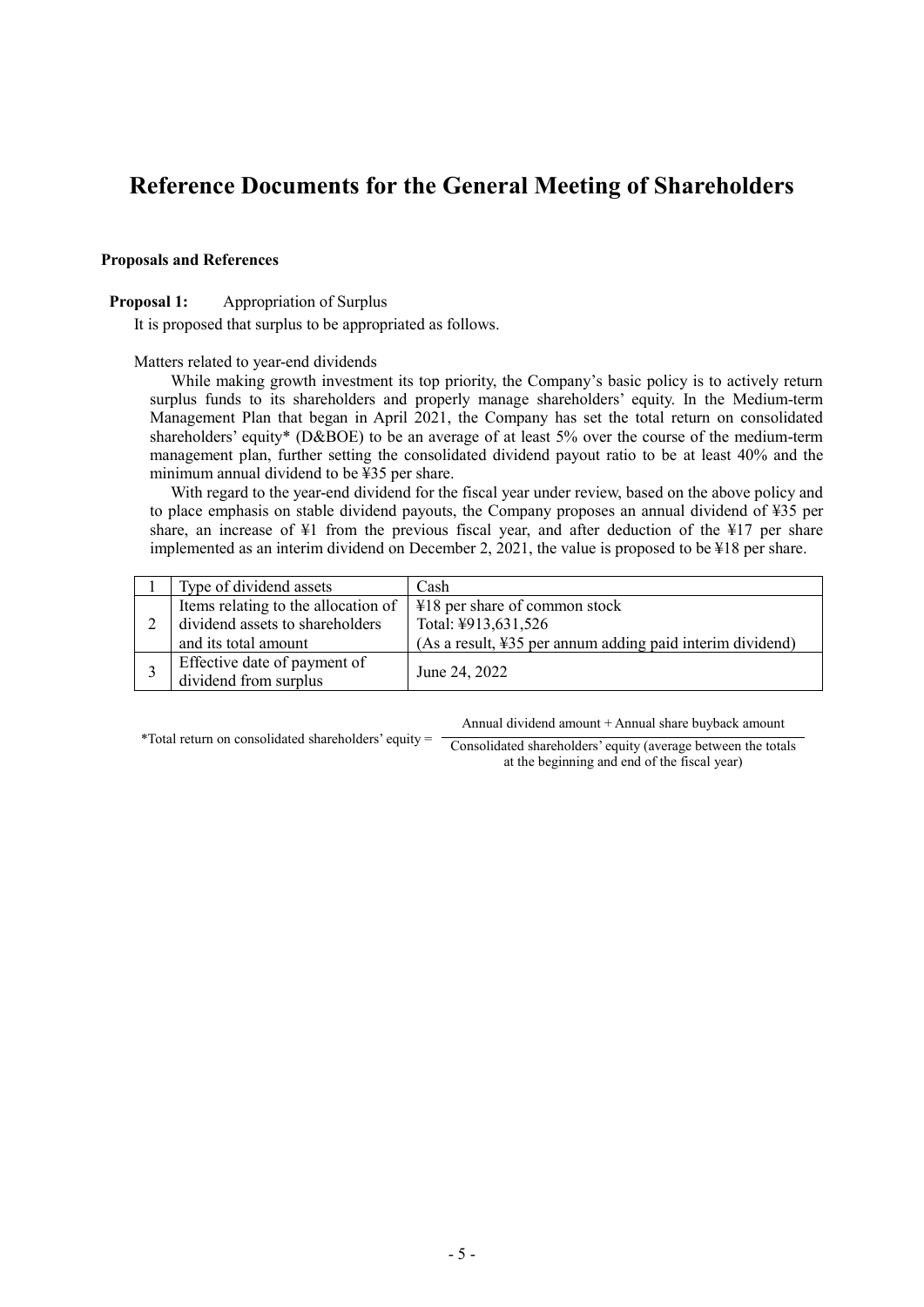# Reference Documents for the General Meeting of Shareholders

**Proposals and References**

**Proposal 1:** Appropriation of Surplus

It is proposed that surplus to be appropriated as follows.

Matters related to year-end dividends

While making growth investment its top priority, the Company's basic policy is to actively return surplus funds to its shareholders and properly manage shareholders' equity. In the Medium-term Management Plan that began in April 2021, the Company has set the total return on consolidated shareholders' equity* (D&BOE) to be an average of at least 5% over the course of the medium-term management plan, further setting the consolidated dividend payout ratio to be at least 40% and the minimum annual dividend to be ¥35 per share.

With regard to the year-end dividend for the fiscal year under review, based on the above policy and to place emphasis on stable dividend payouts, the Company proposes an annual dividend of ¥35 per share, an increase of ¥1 from the previous fiscal year, and after deduction of the ¥17 per share implemented as an interim dividend on December 2, 2021, the value is proposed to be ¥18 per share.

| 1 | Type of dividend assets | Cash |
|---|---|---|
| 2 | Items relating to the allocation of dividend assets to shareholders and its total amount | ¥18 per share of common stock<br>Total: ¥913,631,526<br>(As a result, ¥35 per annum adding paid interim dividend) |
| 3 | Effective date of payment of dividend from surplus | June 24, 2022 |

$$\text{*Total return on consolidated shareholders' equity} = \frac{\text{Annual dividend amount + Annual share buyback amount}}{\text{Consolidated shareholders' equity (average between the totals at the beginning and end of the fiscal year)}}$$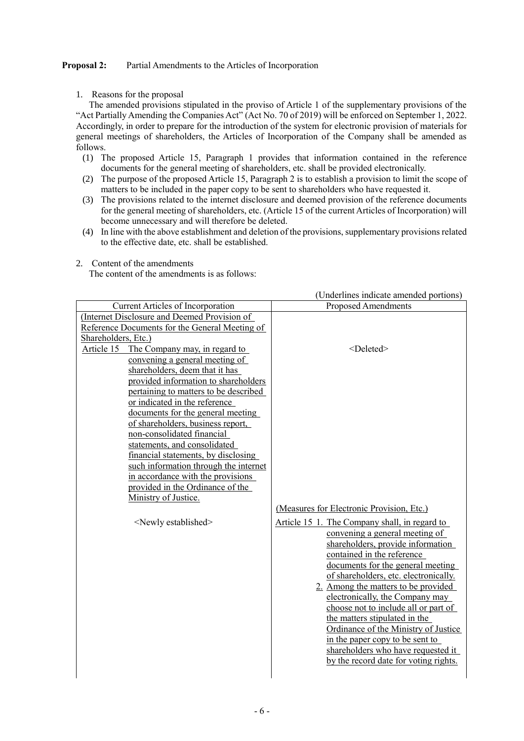**Proposal 2:** Partial Amendments to the Articles of Incorporation

1. Reasons for the proposal

The amended provisions stipulated in the proviso of Article 1 of the supplementary provisions of the "Act Partially Amending the Companies Act" (Act No. 70 of 2019) will be enforced on September 1, 2022. Accordingly, in order to prepare for the introduction of the system for electronic provision of materials for general meetings of shareholders, the Articles of Incorporation of the Company shall be amended as follows.

(1) The proposed Article 15, Paragraph 1 provides that information contained in the reference documents for the general meeting of shareholders, etc. shall be provided electronically.

(2) The purpose of the proposed Article 15, Paragraph 2 is to establish a provision to limit the scope of matters to be included in the paper copy to be sent to shareholders who have requested it.

(3) The provisions related to the internet disclosure and deemed provision of the reference documents for the general meeting of shareholders, etc. (Article 15 of the current Articles of Incorporation) will become unnecessary and will therefore be deleted.

(4) In line with the above establishment and deletion of the provisions, supplementary provisions related to the effective date, etc. shall be established.

2. Content of the amendments

The content of the amendments is as follows:

(Underlines indicate amended portions)

| Current Articles of Incorporation | Proposed Amendments |
|---|---|
| (Internet Disclosure and Deemed Provision of Reference Documents for the General Meeting of Shareholders, Etc.)<br>Article 15 The Company may, in regard to convening a general meeting of shareholders, deem that it has provided information to shareholders pertaining to matters to be described or indicated in the reference documents for the general meeting of shareholders, business report, non-consolidated financial statements, and consolidated financial statements, by disclosing such information through the internet in accordance with the provisions provided in the Ordinance of the Ministry of Justice. | <Deleted> |
| <Newly established> | (Measures for Electronic Provision, Etc.)<br>Article 15 1. The Company shall, in regard to convening a general meeting of shareholders, provide information contained in the reference documents for the general meeting of shareholders, etc. electronically.<br>2. Among the matters to be provided electronically, the Company may choose not to include all or part of the matters stipulated in the Ordinance of the Ministry of Justice in the paper copy to be sent to shareholders who have requested it by the record date for voting rights. |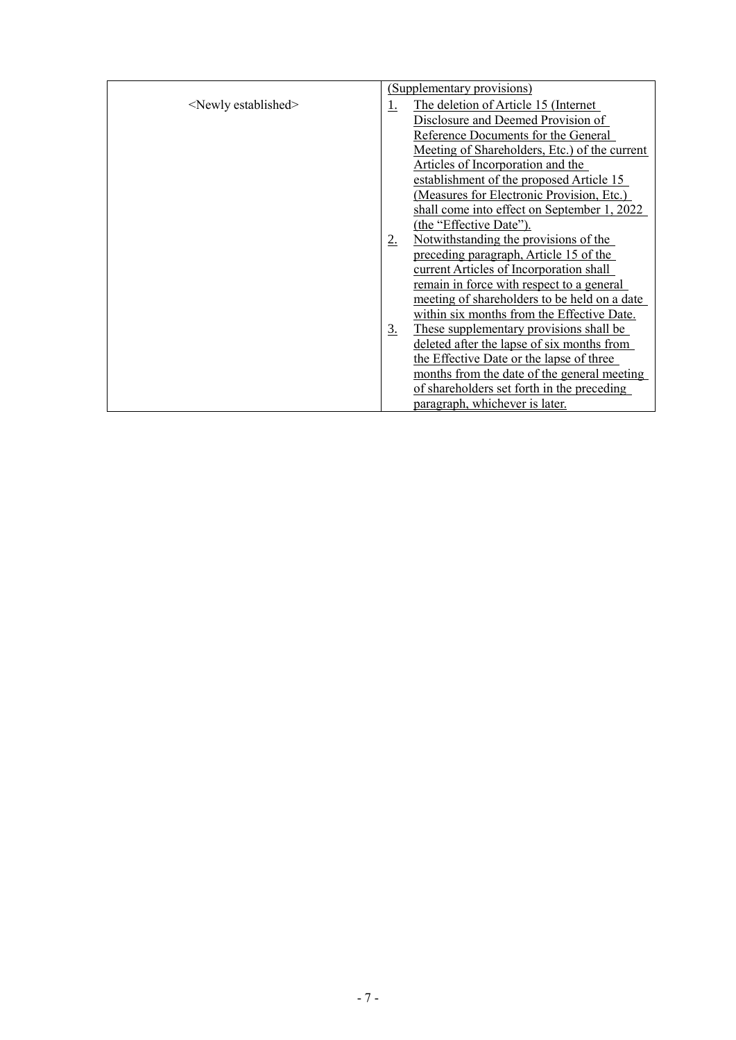| | |
|---|---|
| <Newly established> | (Supplementary provisions)<br>1. The deletion of Article 15 (Internet Disclosure and Deemed Provision of Reference Documents for the General Meeting of Shareholders, Etc.) of the current Articles of Incorporation and the establishment of the proposed Article 15 (Measures for Electronic Provision, Etc.) shall come into effect on September 1, 2022 (the "Effective Date").<br>2. Notwithstanding the provisions of the preceding paragraph, Article 15 of the current Articles of Incorporation shall remain in force with respect to a general meeting of shareholders to be held on a date within six months from the Effective Date.<br>3. These supplementary provisions shall be deleted after the lapse of six months from the Effective Date or the lapse of three months from the date of the general meeting of shareholders set forth in the preceding paragraph, whichever is later. |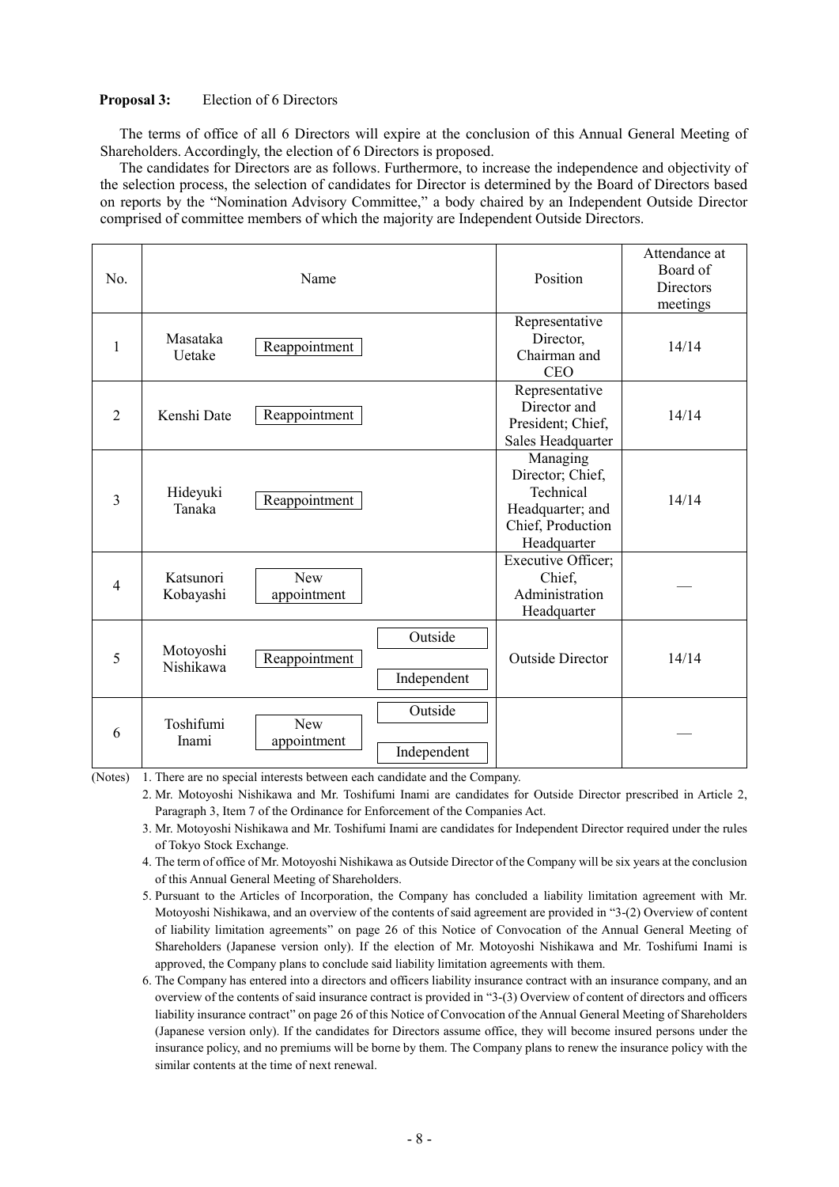**Proposal 3:** Election of 6 Directors

The terms of office of all 6 Directors will expire at the conclusion of this Annual General Meeting of Shareholders. Accordingly, the election of 6 Directors is proposed.

The candidates for Directors are as follows. Furthermore, to increase the independence and objectivity of the selection process, the selection of candidates for Director is determined by the Board of Directors based on reports by the "Nomination Advisory Committee," a body chaired by an Independent Outside Director comprised of committee members of which the majority are Independent Outside Directors.

| No. | Name | | | Position | Attendance at Board of Directors meetings |
|---|---|---|---|---|---|
| 1 | Masataka Uetake | Reappointment | | Representative Director, Chairman and CEO | 14/14 |
| 2 | Kenshi Date | Reappointment | | Representative Director and President; Chief, Sales Headquarter | 14/14 |
| 3 | Hideyuki Tanaka | Reappointment | | Managing Director; Chief, Technical Headquarter; and Chief, Production Headquarter | 14/14 |
| 4 | Katsunori Kobayashi | New appointment | | Executive Officer; Chief, Administration Headquarter | — |
| 5 | Motoyoshi Nishikawa | Reappointment | Outside<br>Independent | Outside Director | 14/14 |
| 6 | Toshifumi Inami | New appointment | Outside<br>Independent | | — |

(Notes)
1. There are no special interests between each candidate and the Company.
2. Mr. Motoyoshi Nishikawa and Mr. Toshifumi Inami are candidates for Outside Director prescribed in Article 2, Paragraph 3, Item 7 of the Ordinance for Enforcement of the Companies Act.
3. Mr. Motoyoshi Nishikawa and Mr. Toshifumi Inami are candidates for Independent Director required under the rules of Tokyo Stock Exchange.
4. The term of office of Mr. Motoyoshi Nishikawa as Outside Director of the Company will be six years at the conclusion of this Annual General Meeting of Shareholders.
5. Pursuant to the Articles of Incorporation, the Company has concluded a liability limitation agreement with Mr. Motoyoshi Nishikawa, and an overview of the contents of said agreement are provided in "3-(2) Overview of content of liability limitation agreements" on page 26 of this Notice of Convocation of the Annual General Meeting of Shareholders (Japanese version only). If the election of Mr. Motoyoshi Nishikawa and Mr. Toshifumi Inami is approved, the Company plans to conclude said liability limitation agreements with them.
6. The Company has entered into a directors and officers liability insurance contract with an insurance company, and an overview of the contents of said insurance contract is provided in "3-(3) Overview of content of directors and officers liability insurance contract" on page 26 of this Notice of Convocation of the Annual General Meeting of Shareholders (Japanese version only). If the candidates for Directors assume office, they will become insured persons under the insurance policy, and no premiums will be borne by them. The Company plans to renew the insurance policy with the similar contents at the time of next renewal.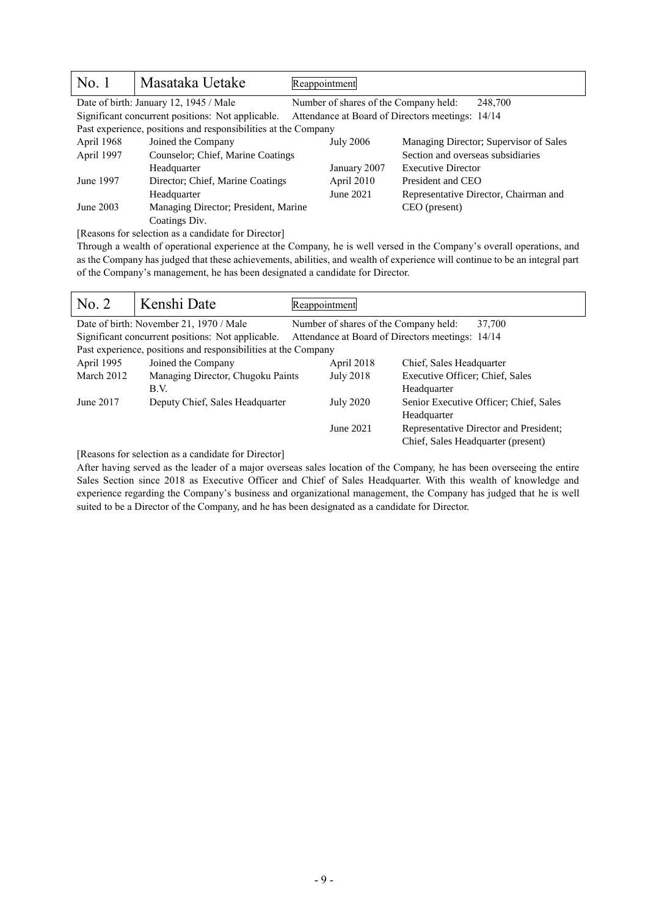| No. 1 | Masataka Uetake | Reappointment |
|---|---|---|

Date of birth: January 12, 1945 / Male
Number of shares of the Company held: 248,700
Significant concurrent positions: Not applicable.
Attendance at Board of Directors meetings: 14/14

Past experience, positions and responsibilities at the Company

| | |
|---|---|
| April 1968 | Joined the Company |
| April 1997 | Counselor; Chief, Marine Coatings Headquarter |
| June 1997 | Director; Chief, Marine Coatings Headquarter |
| June 2003 | Managing Director; President, Marine Coatings Div. |
| July 2006 | Managing Director; Supervisor of Sales Section and overseas subsidiaries |
| January 2007 | Executive Director |
| April 2010 | President and CEO |
| June 2021 | Representative Director, Chairman and CEO (present) |

[Reasons for selection as a candidate for Director]

Through a wealth of operational experience at the Company, he is well versed in the Company's overall operations, and as the Company has judged that these achievements, abilities, and wealth of experience will continue to be an integral part of the Company's management, he has been designated a candidate for Director.

| No. 2 | Kenshi Date | Reappointment |
|---|---|---|

Date of birth: November 21, 1970 / Male
Number of shares of the Company held: 37,700
Significant concurrent positions: Not applicable.
Attendance at Board of Directors meetings: 14/14

Past experience, positions and responsibilities at the Company

| | |
|---|---|
| April 1995 | Joined the Company |
| March 2012 | Managing Director, Chugoku Paints B.V. |
| June 2017 | Deputy Chief, Sales Headquarter |
| April 2018 | Chief, Sales Headquarter |
| July 2018 | Executive Officer; Chief, Sales Headquarter |
| July 2020 | Senior Executive Officer; Chief, Sales Headquarter |
| June 2021 | Representative Director and President; Chief, Sales Headquarter (present) |

[Reasons for selection as a candidate for Director]

After having served as the leader of a major overseas sales location of the Company, he has been overseeing the entire Sales Section since 2018 as Executive Officer and Chief of Sales Headquarter. With this wealth of knowledge and experience regarding the Company's business and organizational management, the Company has judged that he is well suited to be a Director of the Company, and he has been designated as a candidate for Director.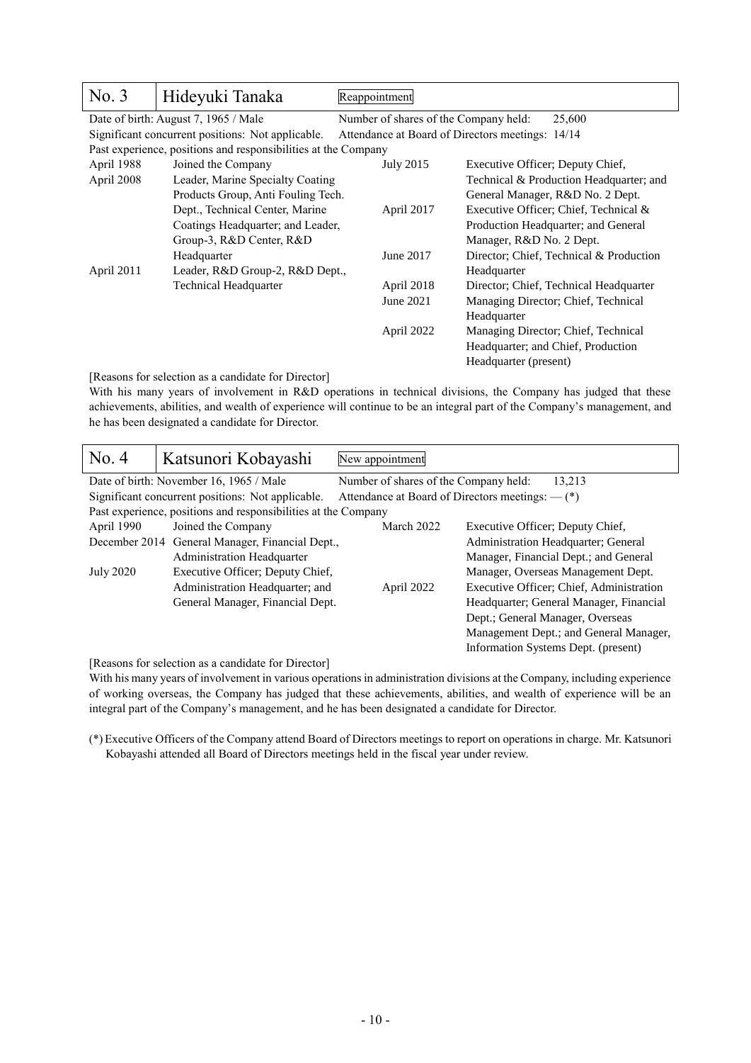| No. 3 | Hideyuki Tanaka | Reappointment |
|---|---|---|

Date of birth: August 7, 1965 / Male
Number of shares of the Company held: 25,600
Significant concurrent positions: Not applicable.
Attendance at Board of Directors meetings: 14/14

Past experience, positions and responsibilities at the Company

| | |
|---|---|
| April 1988 | Joined the Company |
| April 2008 | Leader, Marine Specialty Coating Products Group, Anti Fouling Tech. Dept., Technical Center, Marine Coatings Headquarter; and Leader, Group-3, R&D Center, R&D Headquarter |
| April 2011 | Leader, R&D Group-2, R&D Dept., Technical Headquarter |
| July 2015 | Executive Officer; Deputy Chief, Technical & Production Headquarter; and General Manager, R&D No. 2 Dept. |
| April 2017 | Executive Officer; Chief, Technical & Production Headquarter; and General Manager, R&D No. 2 Dept. |
| June 2017 | Director; Chief, Technical & Production Headquarter |
| April 2018 | Director; Chief, Technical Headquarter |
| June 2021 | Managing Director; Chief, Technical Headquarter |
| April 2022 | Managing Director; Chief, Technical Headquarter; and Chief, Production Headquarter (present) |

[Reasons for selection as a candidate for Director]

With his many years of involvement in R&D operations in technical divisions, the Company has judged that these achievements, abilities, and wealth of experience will continue to be an integral part of the Company's management, and he has been designated a candidate for Director.

| No. 4 | Katsunori Kobayashi | New appointment |
|---|---|---|

Date of birth: November 16, 1965 / Male
Number of shares of the Company held: 13,213
Significant concurrent positions: Not applicable.
Attendance at Board of Directors meetings: — (*)

Past experience, positions and responsibilities at the Company

| | |
|---|---|
| April 1990 | Joined the Company |
| December 2014 | General Manager, Financial Dept., Administration Headquarter |
| July 2020 | Executive Officer; Deputy Chief, Administration Headquarter; and General Manager, Financial Dept. |
| March 2022 | Executive Officer; Deputy Chief, Administration Headquarter; General Manager, Financial Dept.; and General Manager, Overseas Management Dept. |
| April 2022 | Executive Officer; Chief, Administration Headquarter; General Manager, Financial Dept.; General Manager, Overseas Management Dept.; and General Manager, Information Systems Dept. (present) |

[Reasons for selection as a candidate for Director]

With his many years of involvement in various operations in administration divisions at the Company, including experience of working overseas, the Company has judged that these achievements, abilities, and wealth of experience will be an integral part of the Company's management, and he has been designated a candidate for Director.

(*) Executive Officers of the Company attend Board of Directors meetings to report on operations in charge. Mr. Katsunori Kobayashi attended all Board of Directors meetings held in the fiscal year under review.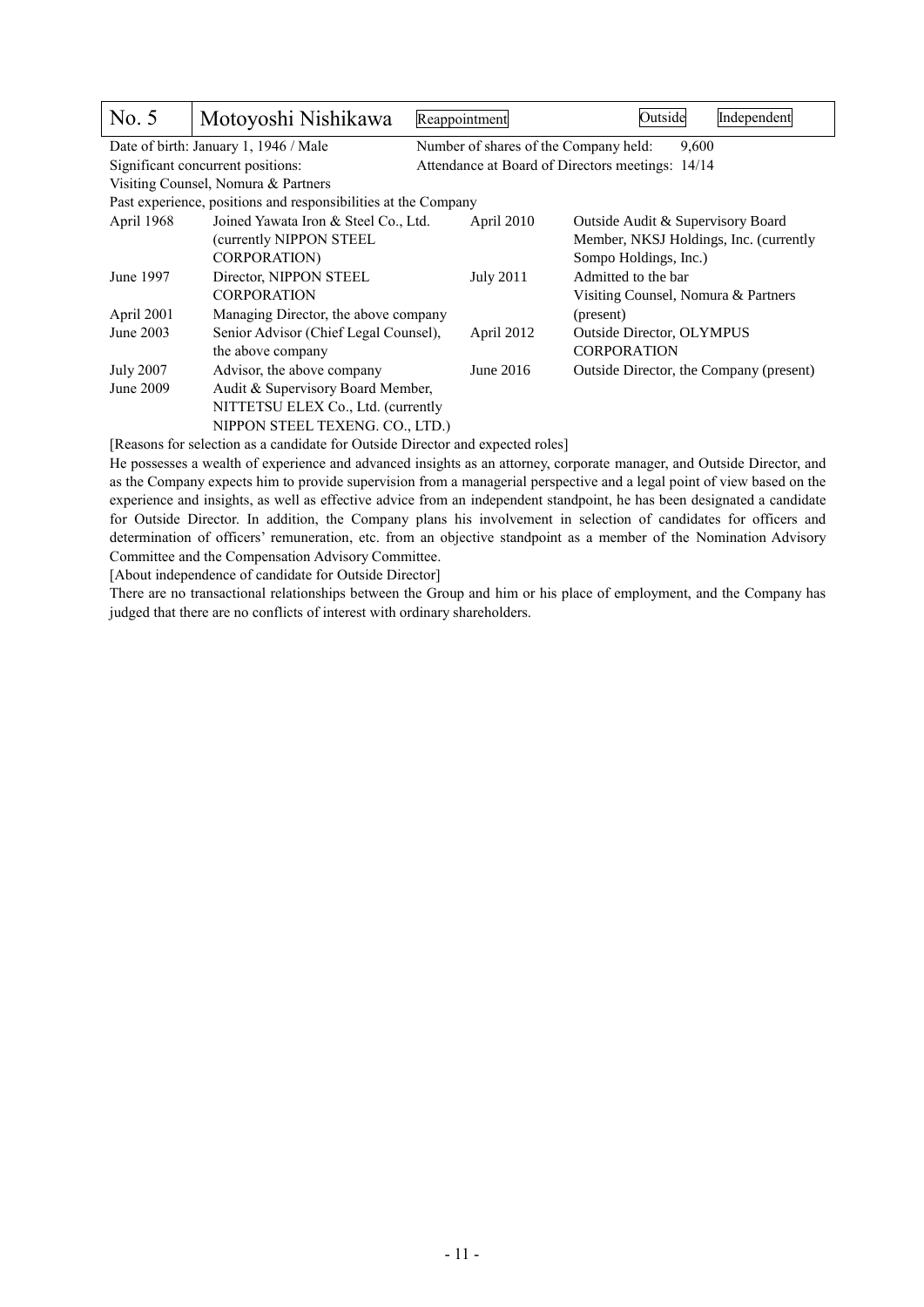| No. 5 | Motoyoshi Nishikawa | Reappointment | Outside | Independent |
|---|---|---|---|---|

Date of birth: January 1, 1946 / Male

Number of shares of the Company held: 9,600

Significant concurrent positions:

Visiting Counsel, Nomura & Partners

Attendance at Board of Directors meetings: 14/14

Past experience, positions and responsibilities at the Company

| Date | Position |
|---|---|
| April 1968 | Joined Yawata Iron & Steel Co., Ltd. (currently NIPPON STEEL CORPORATION) |
| June 1997 | Director, NIPPON STEEL CORPORATION |
| April 2001 | Managing Director, the above company |
| June 2003 | Senior Advisor (Chief Legal Counsel), the above company |
| July 2007 | Advisor, the above company |
| June 2009 | Audit & Supervisory Board Member, NITTETSU ELEX Co., Ltd. (currently NIPPON STEEL TEXENG. CO., LTD.) |
| April 2010 | Outside Audit & Supervisory Board Member, NKSJ Holdings, Inc. (currently Sompo Holdings, Inc.) |
| July 2011 | Admitted to the bar<br>Visiting Counsel, Nomura & Partners (present) |
| April 2012 | Outside Director, OLYMPUS CORPORATION |
| June 2016 | Outside Director, the Company (present) |

[Reasons for selection as a candidate for Outside Director and expected roles]

He possesses a wealth of experience and advanced insights as an attorney, corporate manager, and Outside Director, and as the Company expects him to provide supervision from a managerial perspective and a legal point of view based on the experience and insights, as well as effective advice from an independent standpoint, he has been designated a candidate for Outside Director. In addition, the Company plans his involvement in selection of candidates for officers and determination of officers' remuneration, etc. from an objective standpoint as a member of the Nomination Advisory Committee and the Compensation Advisory Committee.

[About independence of candidate for Outside Director]

There are no transactional relationships between the Group and him or his place of employment, and the Company has judged that there are no conflicts of interest with ordinary shareholders.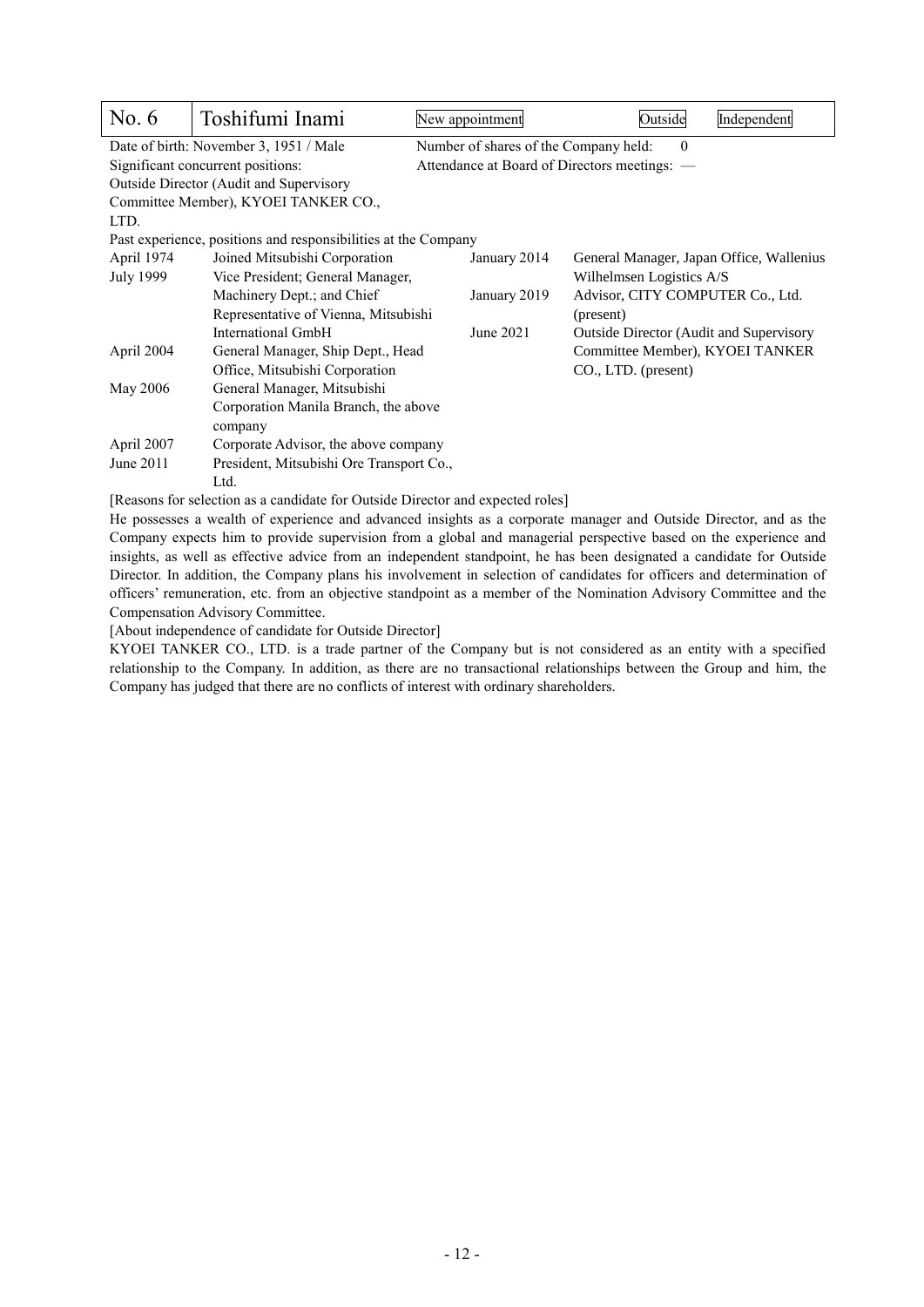| No. 6 | Toshifumi Inami | New appointment | Outside | Independent |
|---|---|---|---|---|

Date of birth: November 3, 1951 / Male

Significant concurrent positions:
Outside Director (Audit and Supervisory Committee Member), KYOEI TANKER CO., LTD.

Number of shares of the Company held: 0

Attendance at Board of Directors meetings: —

Past experience, positions and responsibilities at the Company

| Date | Position |
|---|---|
| April 1974 | Joined Mitsubishi Corporation |
| July 1999 | Vice President; General Manager, Machinery Dept.; and Chief Representative of Vienna, Mitsubishi International GmbH |
| April 2004 | General Manager, Ship Dept., Head Office, Mitsubishi Corporation |
| May 2006 | General Manager, Mitsubishi Corporation Manila Branch, the above company |
| April 2007 | Corporate Advisor, the above company |
| June 2011 | President, Mitsubishi Ore Transport Co., Ltd. |
| January 2014 | General Manager, Japan Office, Wallenius Wilhelmsen Logistics A/S |
| January 2019 | Advisor, CITY COMPUTER Co., Ltd. (present) |
| June 2021 | Outside Director (Audit and Supervisory Committee Member), KYOEI TANKER CO., LTD. (present) |

[Reasons for selection as a candidate for Outside Director and expected roles]

He possesses a wealth of experience and advanced insights as a corporate manager and Outside Director, and as the Company expects him to provide supervision from a global and managerial perspective based on the experience and insights, as well as effective advice from an independent standpoint, he has been designated a candidate for Outside Director. In addition, the Company plans his involvement in selection of candidates for officers and determination of officers' remuneration, etc. from an objective standpoint as a member of the Nomination Advisory Committee and the Compensation Advisory Committee.

[About independence of candidate for Outside Director]

KYOEI TANKER CO., LTD. is a trade partner of the Company but is not considered as an entity with a specified relationship to the Company. In addition, as there are no transactional relationships between the Group and him, the Company has judged that there are no conflicts of interest with ordinary shareholders.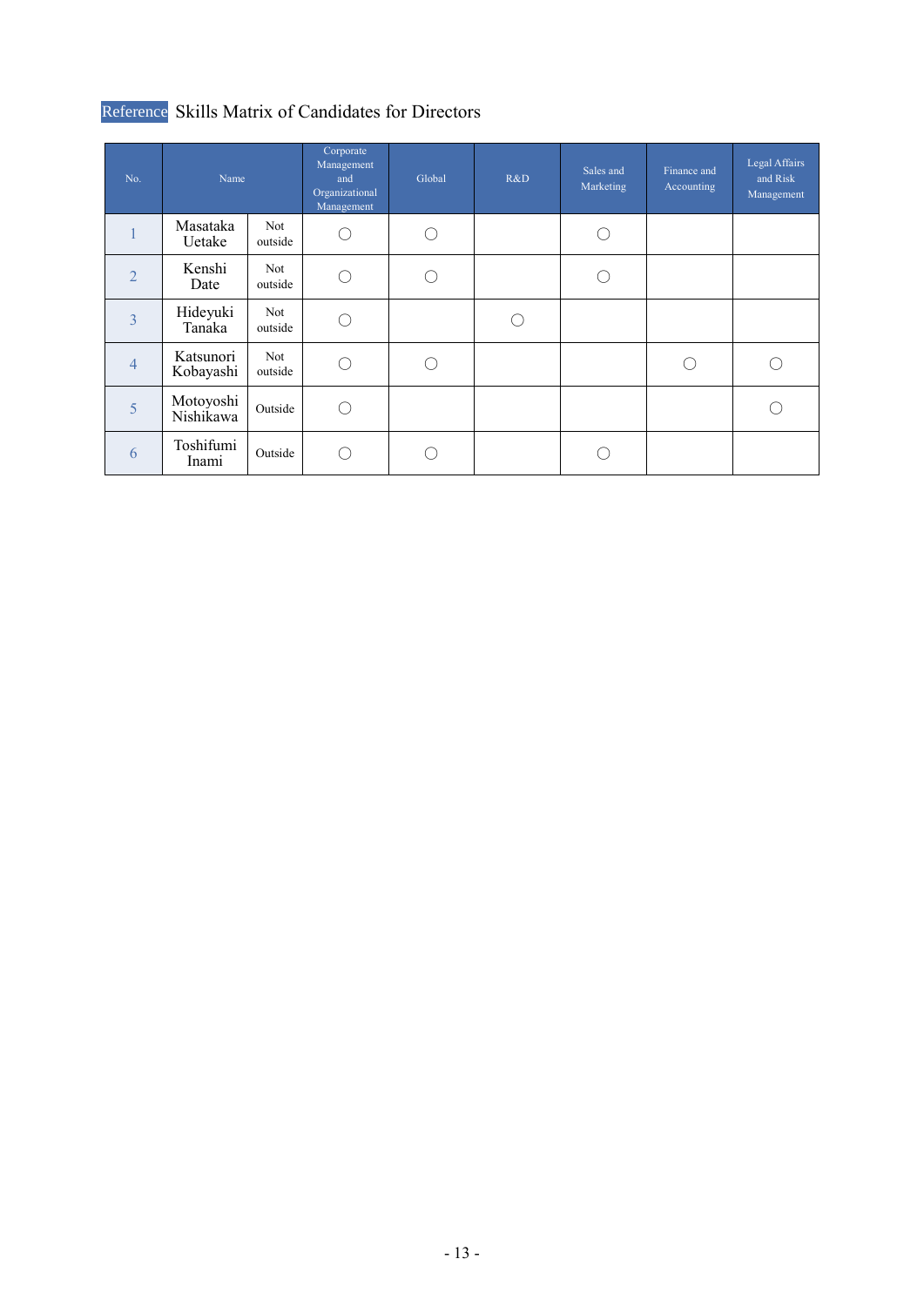Reference Skills Matrix of Candidates for Directors

| No. | Name | | Corporate Management and Organizational Management | Global | R&D | Sales and Marketing | Finance and Accounting | Legal Affairs and Risk Management |
|---|---|---|---|---|---|---|---|---|
| 1 | Masataka Uetake | Not outside | ○ | ○ | | ○ | | |
| 2 | Kenshi Date | Not outside | ○ | ○ | | ○ | | |
| 3 | Hideyuki Tanaka | Not outside | ○ | | ○ | | | |
| 4 | Katsunori Kobayashi | Not outside | ○ | ○ | | | ○ | ○ |
| 5 | Motoyoshi Nishikawa | Outside | ○ | | | | | ○ |
| 6 | Toshifumi Inami | Outside | ○ | ○ | | ○ | | |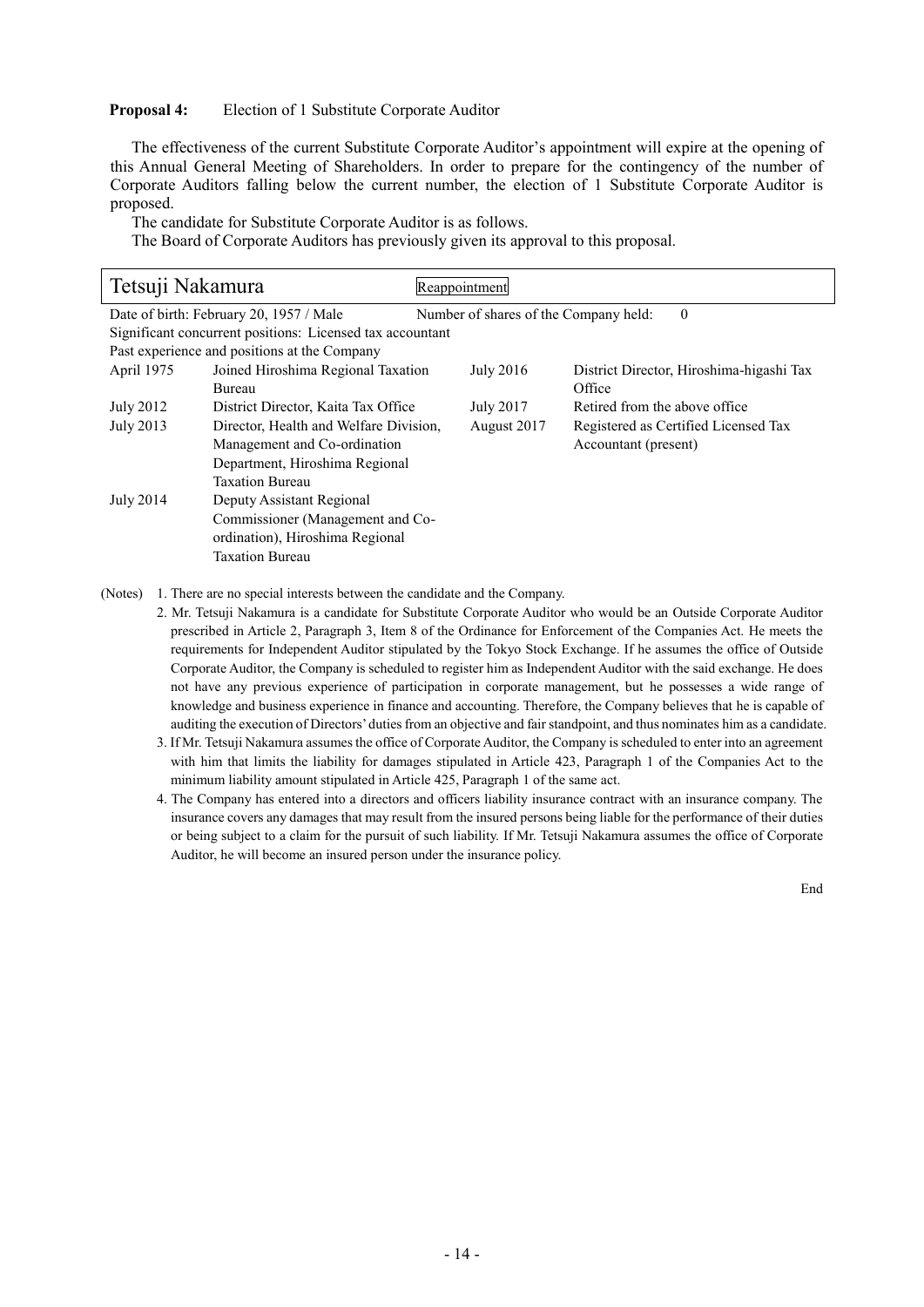**Proposal 4:** Election of 1 Substitute Corporate Auditor

The effectiveness of the current Substitute Corporate Auditor's appointment will expire at the opening of this Annual General Meeting of Shareholders. In order to prepare for the contingency of the number of Corporate Auditors falling below the current number, the election of 1 Substitute Corporate Auditor is proposed.

The candidate for Substitute Corporate Auditor is as follows.

The Board of Corporate Auditors has previously given its approval to this proposal.

## Tetsuji Nakamura

Reappointment

Date of birth: February 20, 1957 / Male

Number of shares of the Company held: 0

Significant concurrent positions: Licensed tax accountant

Past experience and positions at the Company

| | | | |
|---|---|---|---|
| April 1975 | Joined Hiroshima Regional Taxation Bureau | July 2016 | District Director, Hiroshima-higashi Tax Office |
| July 2012 | District Director, Kaita Tax Office | July 2017 | Retired from the above office |
| July 2013 | Director, Health and Welfare Division, Management and Co-ordination Department, Hiroshima Regional Taxation Bureau | August 2017 | Registered as Certified Licensed Tax Accountant (present) |
| July 2014 | Deputy Assistant Regional Commissioner (Management and Co-ordination), Hiroshima Regional Taxation Bureau | | |

(Notes)

1. There are no special interests between the candidate and the Company.
2. Mr. Tetsuji Nakamura is a candidate for Substitute Corporate Auditor who would be an Outside Corporate Auditor prescribed in Article 2, Paragraph 3, Item 8 of the Ordinance for Enforcement of the Companies Act. He meets the requirements for Independent Auditor stipulated by the Tokyo Stock Exchange. If he assumes the office of Outside Corporate Auditor, the Company is scheduled to register him as Independent Auditor with the said exchange. He does not have any previous experience of participation in corporate management, but he possesses a wide range of knowledge and business experience in finance and accounting. Therefore, the Company believes that he is capable of auditing the execution of Directors' duties from an objective and fair standpoint, and thus nominates him as a candidate.
3. If Mr. Tetsuji Nakamura assumes the office of Corporate Auditor, the Company is scheduled to enter into an agreement with him that limits the liability for damages stipulated in Article 423, Paragraph 1 of the Companies Act to the minimum liability amount stipulated in Article 425, Paragraph 1 of the same act.
4. The Company has entered into a directors and officers liability insurance contract with an insurance company. The insurance covers any damages that may result from the insured persons being liable for the performance of their duties or being subject to a claim for the pursuit of such liability. If Mr. Tetsuji Nakamura assumes the office of Corporate Auditor, he will become an insured person under the insurance policy.

End